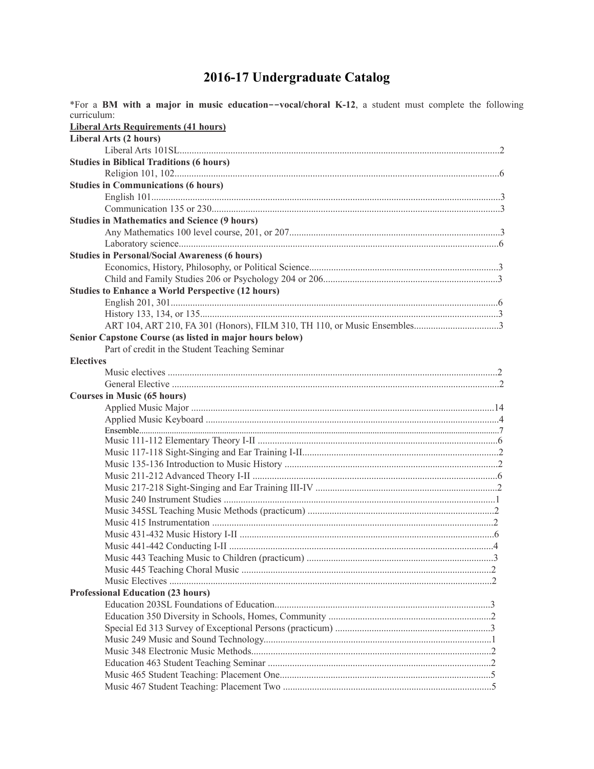# 2016-17 Undergraduate Catalog

*For a **BM with a major in music education--vocal/choral K-12**, a student must complete the following curriculum:

**Liberal Arts Requirements (41 hours)**

**Liberal Arts (2 hours)**

- Liberal Arts 101SL ..... 2

**Studies in Biblical Traditions (6 hours)**

- Religion 101, 102 ..... 6

**Studies in Communications (6 hours)**

- English 101 ..... 3
- Communication 135 or 230 ..... 3

**Studies in Mathematics and Science (9 hours)**

- Any Mathematics 100 level course, 201, or 207 ..... 3
- Laboratory science ..... 6

**Studies in Personal/Social Awareness (6 hours)**

- Economics, History, Philosophy, or Political Science ..... 3
- Child and Family Studies 206 or Psychology 204 or 206 ..... 3

**Studies to Enhance a World Perspective (12 hours)**

- English 201, 301 ..... 6
- History 133, 134, or 135 ..... 3
- ART 104, ART 210, FA 301 (Honors), FILM 310, TH 110, or Music Ensembles ..... 3

**Senior Capstone Course (as listed in major hours below)**

- Part of credit in the Student Teaching Seminar

**Electives**

- Music electives ..... 2
- General Elective ..... 2

**Courses in Music (65 hours)**

- Applied Music Major ..... 14
- Applied Music Keyboard ..... 4
- Ensemble ..... 7
- Music 111-112 Elementary Theory I-II ..... 6
- Music 117-118 Sight-Singing and Ear Training I-II ..... 2
- Music 135-136 Introduction to Music History ..... 2
- Music 211-212 Advanced Theory I-II ..... 6
- Music 217-218 Sight-Singing and Ear Training III-IV ..... 2
- Music 240 Instrument Studies ..... 1
- Music 345SL Teaching Music Methods (practicum) ..... 2
- Music 415 Instrumentation ..... 2
- Music 431-432 Music History I-II ..... 6
- Music 441-442 Conducting I-II ..... 4
- Music 443 Teaching Music to Children (practicum) ..... 3
- Music 445 Teaching Choral Music ..... 2
- Music Electives ..... 2

**Professional Education (23 hours)**

- Education 203SL Foundations of Education ..... 3
- Education 350 Diversity in Schools, Homes, Community ..... 2
- Special Ed 313 Survey of Exceptional Persons (practicum) ..... 3
- Music 249 Music and Sound Technology ..... 1
- Music 348 Electronic Music Methods ..... 2
- Education 463 Student Teaching Seminar ..... 2
- Music 465 Student Teaching: Placement One ..... 5
- Music 467 Student Teaching: Placement Two ..... 5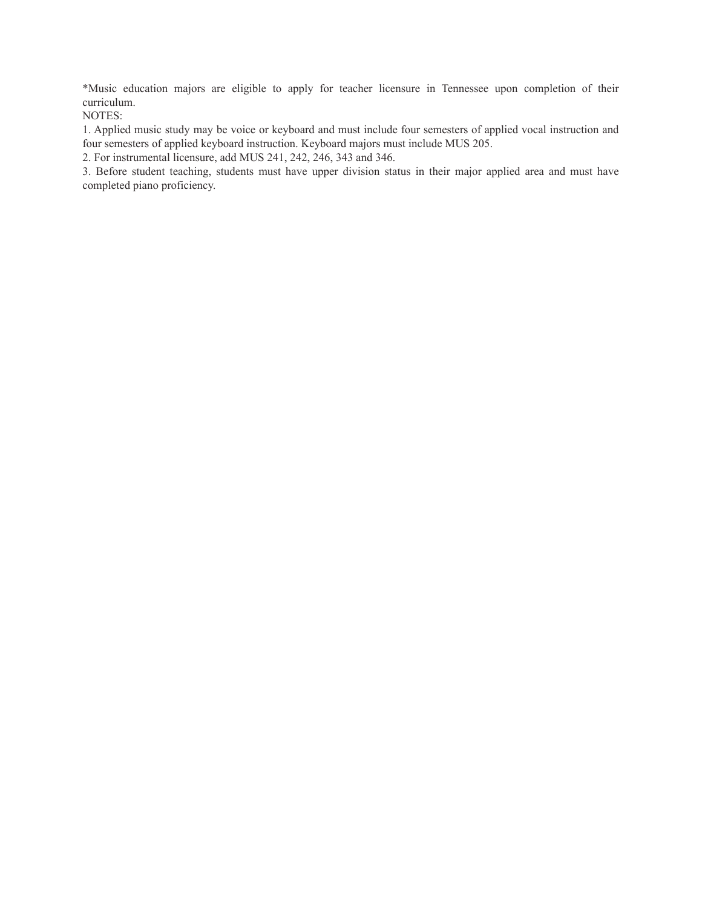*Music education majors are eligible to apply for teacher licensure in Tennessee upon completion of their curriculum.

NOTES:

1. Applied music study may be voice or keyboard and must include four semesters of applied vocal instruction and four semesters of applied keyboard instruction. Keyboard majors must include MUS 205.
2. For instrumental licensure, add MUS 241, 242, 246, 343 and 346.
3. Before student teaching, students must have upper division status in their major applied area and must have completed piano proficiency.